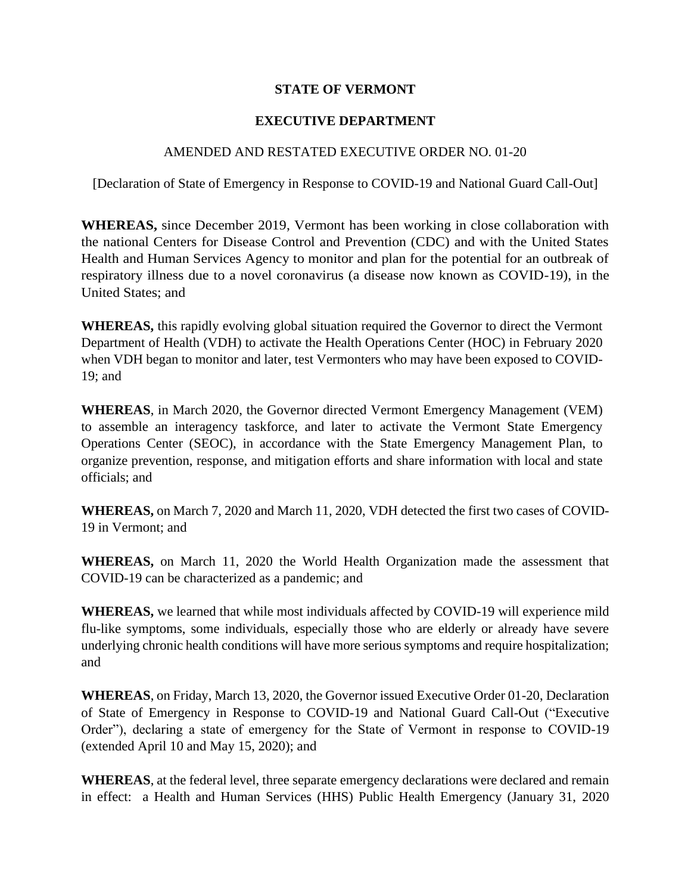**STATE OF VERMONT**

**EXECUTIVE DEPARTMENT**

AMENDED AND RESTATED EXECUTIVE ORDER NO. 01-20

[Declaration of State of Emergency in Response to COVID-19 and National Guard Call-Out]

**WHEREAS,** since December 2019, Vermont has been working in close collaboration with the national Centers for Disease Control and Prevention (CDC) and with the United States Health and Human Services Agency to monitor and plan for the potential for an outbreak of respiratory illness due to a novel coronavirus (a disease now known as COVID-19), in the United States; and

**WHEREAS,** this rapidly evolving global situation required the Governor to direct the Vermont Department of Health (VDH) to activate the Health Operations Center (HOC) in February 2020 when VDH began to monitor and later, test Vermonters who may have been exposed to COVID-19; and

**WHEREAS**, in March 2020, the Governor directed Vermont Emergency Management (VEM) to assemble an interagency taskforce, and later to activate the Vermont State Emergency Operations Center (SEOC), in accordance with the State Emergency Management Plan, to organize prevention, response, and mitigation efforts and share information with local and state officials; and

**WHEREAS,** on March 7, 2020 and March 11, 2020, VDH detected the first two cases of COVID-19 in Vermont; and

**WHEREAS,** on March 11, 2020 the World Health Organization made the assessment that COVID-19 can be characterized as a pandemic; and

**WHEREAS,** we learned that while most individuals affected by COVID-19 will experience mild flu-like symptoms, some individuals, especially those who are elderly or already have severe underlying chronic health conditions will have more serious symptoms and require hospitalization; and

**WHEREAS**, on Friday, March 13, 2020, the Governor issued Executive Order 01-20, Declaration of State of Emergency in Response to COVID-19 and National Guard Call-Out ("Executive Order"), declaring a state of emergency for the State of Vermont in response to COVID-19 (extended April 10 and May 15, 2020); and

**WHEREAS**, at the federal level, three separate emergency declarations were declared and remain in effect: a Health and Human Services (HHS) Public Health Emergency (January 31, 2020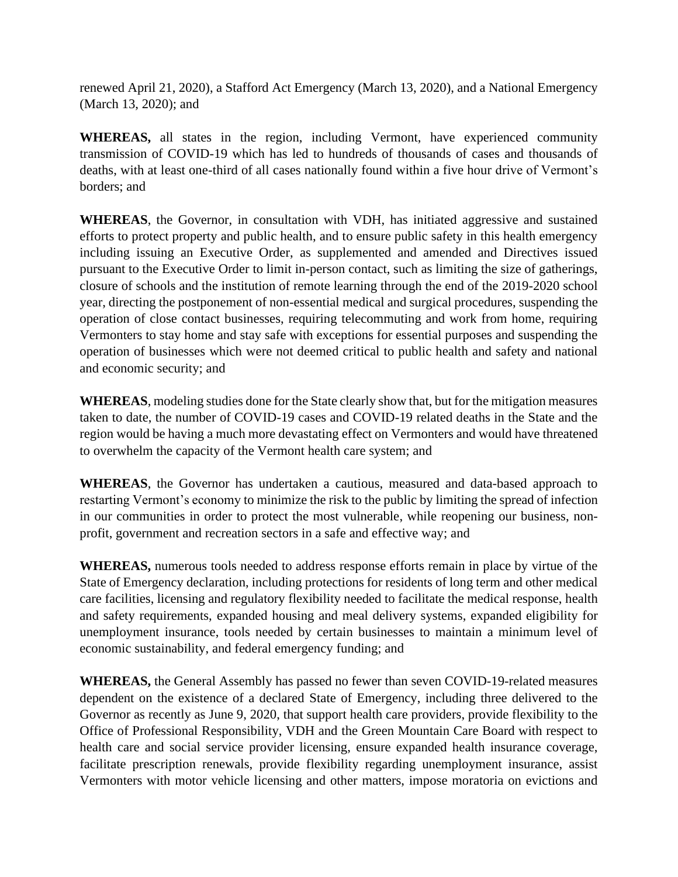renewed April 21, 2020), a Stafford Act Emergency (March 13, 2020), and a National Emergency (March 13, 2020); and

**WHEREAS,** all states in the region, including Vermont, have experienced community transmission of COVID-19 which has led to hundreds of thousands of cases and thousands of deaths, with at least one-third of all cases nationally found within a five hour drive of Vermont's borders; and

**WHEREAS**, the Governor, in consultation with VDH, has initiated aggressive and sustained efforts to protect property and public health, and to ensure public safety in this health emergency including issuing an Executive Order, as supplemented and amended and Directives issued pursuant to the Executive Order to limit in-person contact, such as limiting the size of gatherings, closure of schools and the institution of remote learning through the end of the 2019-2020 school year, directing the postponement of non-essential medical and surgical procedures, suspending the operation of close contact businesses, requiring telecommuting and work from home, requiring Vermonters to stay home and stay safe with exceptions for essential purposes and suspending the operation of businesses which were not deemed critical to public health and safety and national and economic security; and

**WHEREAS**, modeling studies done for the State clearly show that, but for the mitigation measures taken to date, the number of COVID-19 cases and COVID-19 related deaths in the State and the region would be having a much more devastating effect on Vermonters and would have threatened to overwhelm the capacity of the Vermont health care system; and

**WHEREAS**, the Governor has undertaken a cautious, measured and data-based approach to restarting Vermont's economy to minimize the risk to the public by limiting the spread of infection in our communities in order to protect the most vulnerable, while reopening our business, non-profit, government and recreation sectors in a safe and effective way; and

**WHEREAS,** numerous tools needed to address response efforts remain in place by virtue of the State of Emergency declaration, including protections for residents of long term and other medical care facilities, licensing and regulatory flexibility needed to facilitate the medical response, health and safety requirements, expanded housing and meal delivery systems, expanded eligibility for unemployment insurance, tools needed by certain businesses to maintain a minimum level of economic sustainability, and federal emergency funding; and

**WHEREAS,** the General Assembly has passed no fewer than seven COVID-19-related measures dependent on the existence of a declared State of Emergency, including three delivered to the Governor as recently as June 9, 2020, that support health care providers, provide flexibility to the Office of Professional Responsibility, VDH and the Green Mountain Care Board with respect to health care and social service provider licensing, ensure expanded health insurance coverage, facilitate prescription renewals, provide flexibility regarding unemployment insurance, assist Vermonters with motor vehicle licensing and other matters, impose moratoria on evictions and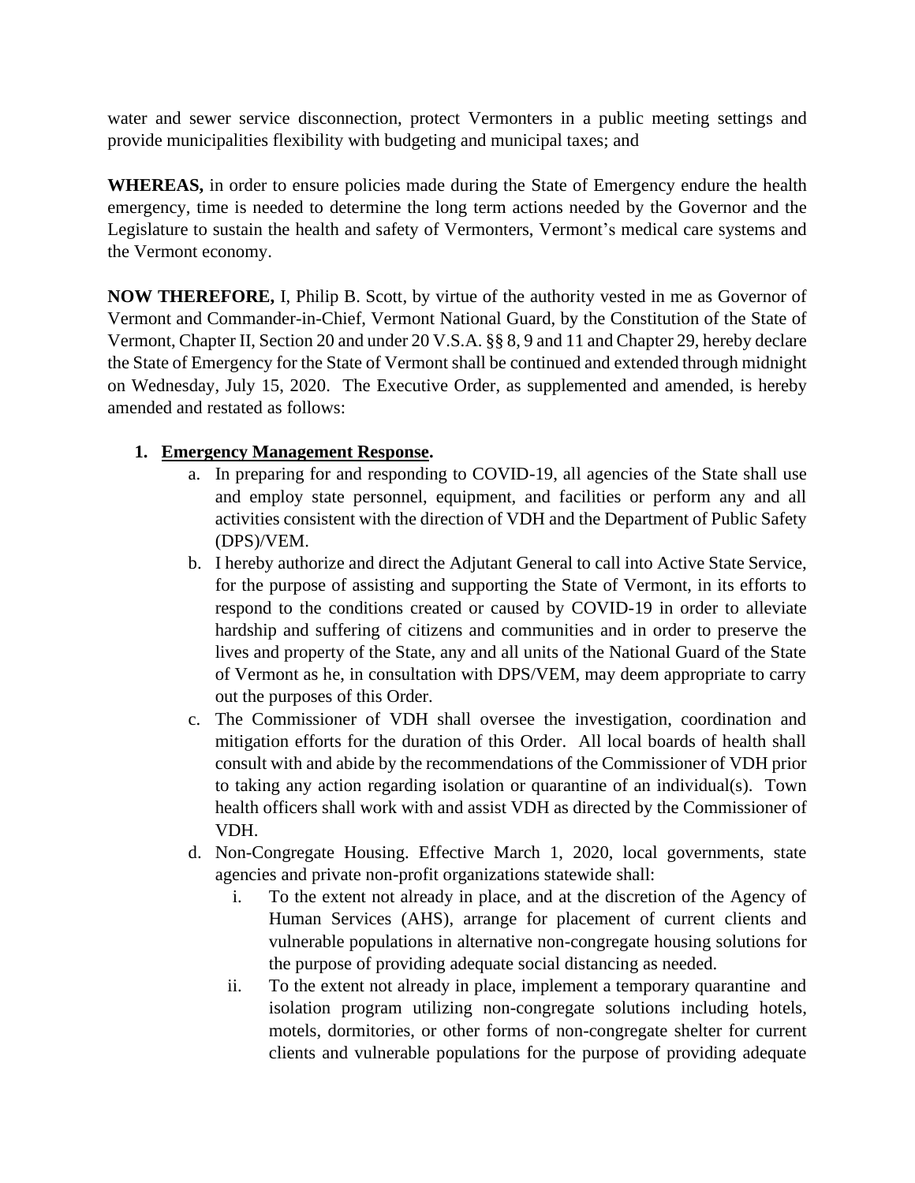water and sewer service disconnection, protect Vermonters in a public meeting settings and provide municipalities flexibility with budgeting and municipal taxes; and

**WHEREAS,** in order to ensure policies made during the State of Emergency endure the health emergency, time is needed to determine the long term actions needed by the Governor and the Legislature to sustain the health and safety of Vermonters, Vermont's medical care systems and the Vermont economy.

**NOW THEREFORE,** I, Philip B. Scott, by virtue of the authority vested in me as Governor of Vermont and Commander-in-Chief, Vermont National Guard, by the Constitution of the State of Vermont, Chapter II, Section 20 and under 20 V.S.A. §§ 8, 9 and 11 and Chapter 29, hereby declare the State of Emergency for the State of Vermont shall be continued and extended through midnight on Wednesday, July 15, 2020. The Executive Order, as supplemented and amended, is hereby amended and restated as follows:

1. **Emergency Management Response.**
   a. In preparing for and responding to COVID-19, all agencies of the State shall use and employ state personnel, equipment, and facilities or perform any and all activities consistent with the direction of VDH and the Department of Public Safety (DPS)/VEM.
   b. I hereby authorize and direct the Adjutant General to call into Active State Service, for the purpose of assisting and supporting the State of Vermont, in its efforts to respond to the conditions created or caused by COVID-19 in order to alleviate hardship and suffering of citizens and communities and in order to preserve the lives and property of the State, any and all units of the National Guard of the State of Vermont as he, in consultation with DPS/VEM, may deem appropriate to carry out the purposes of this Order.
   c. The Commissioner of VDH shall oversee the investigation, coordination and mitigation efforts for the duration of this Order. All local boards of health shall consult with and abide by the recommendations of the Commissioner of VDH prior to taking any action regarding isolation or quarantine of an individual(s). Town health officers shall work with and assist VDH as directed by the Commissioner of VDH.
   d. Non-Congregate Housing. Effective March 1, 2020, local governments, state agencies and private non-profit organizations statewide shall:
      i. To the extent not already in place, and at the discretion of the Agency of Human Services (AHS), arrange for placement of current clients and vulnerable populations in alternative non-congregate housing solutions for the purpose of providing adequate social distancing as needed.
      ii. To the extent not already in place, implement a temporary quarantine and isolation program utilizing non-congregate solutions including hotels, motels, dormitories, or other forms of non-congregate shelter for current clients and vulnerable populations for the purpose of providing adequate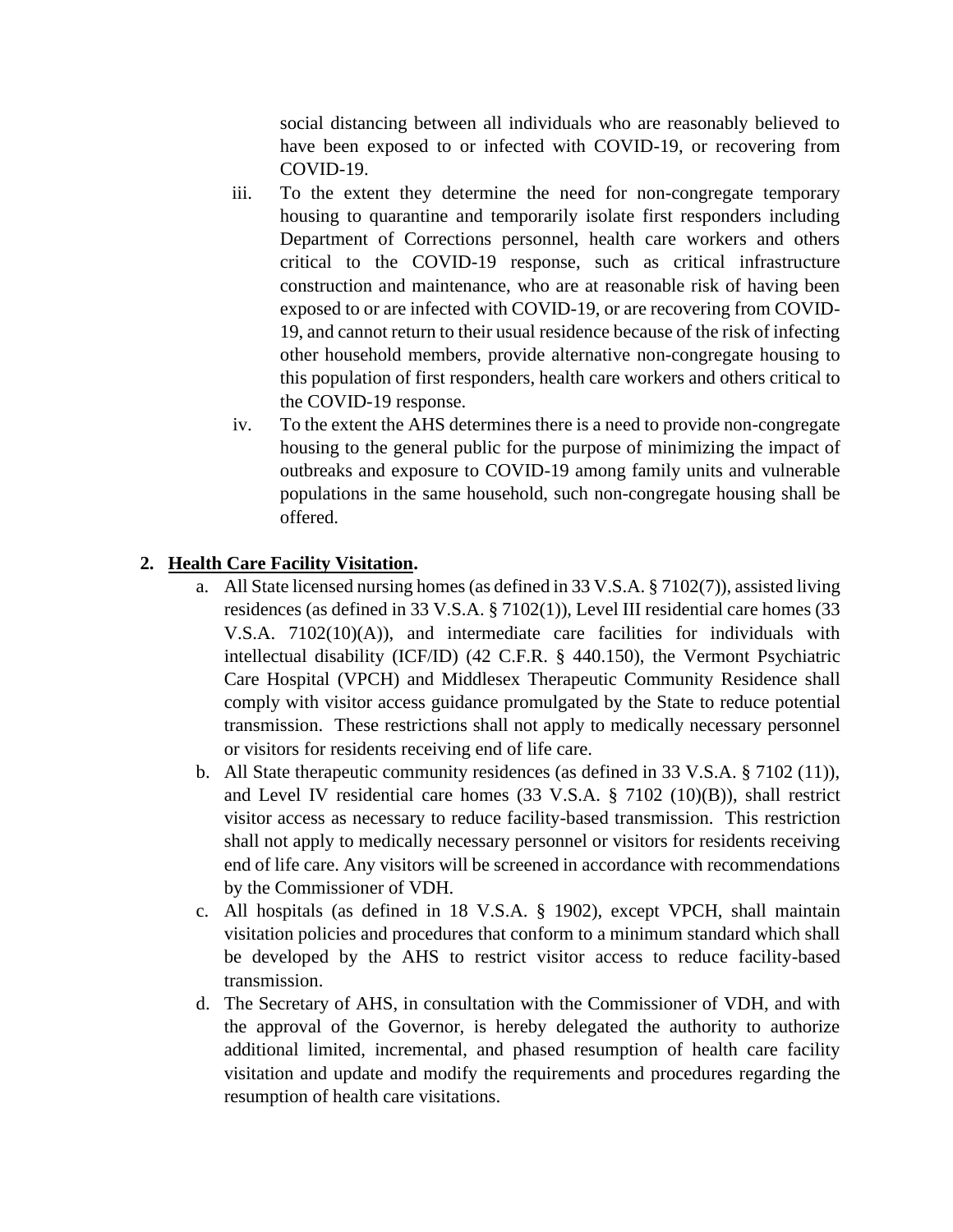social distancing between all individuals who are reasonably believed to have been exposed to or infected with COVID-19, or recovering from COVID-19.

iii. To the extent they determine the need for non-congregate temporary housing to quarantine and temporarily isolate first responders including Department of Corrections personnel, health care workers and others critical to the COVID-19 response, such as critical infrastructure construction and maintenance, who are at reasonable risk of having been exposed to or are infected with COVID-19, or are recovering from COVID-19, and cannot return to their usual residence because of the risk of infecting other household members, provide alternative non-congregate housing to this population of first responders, health care workers and others critical to the COVID-19 response.

iv. To the extent the AHS determines there is a need to provide non-congregate housing to the general public for the purpose of minimizing the impact of outbreaks and exposure to COVID-19 among family units and vulnerable populations in the same household, such non-congregate housing shall be offered.

2. **<u>Health Care Facility Visitation</u>.**

a. All State licensed nursing homes (as defined in 33 V.S.A. § 7102(7)), assisted living residences (as defined in 33 V.S.A. § 7102(1)), Level III residential care homes (33 V.S.A. 7102(10)(A)), and intermediate care facilities for individuals with intellectual disability (ICF/ID) (42 C.F.R. § 440.150), the Vermont Psychiatric Care Hospital (VPCH) and Middlesex Therapeutic Community Residence shall comply with visitor access guidance promulgated by the State to reduce potential transmission. These restrictions shall not apply to medically necessary personnel or visitors for residents receiving end of life care.

b. All State therapeutic community residences (as defined in 33 V.S.A. § 7102 (11)), and Level IV residential care homes (33 V.S.A. § 7102 (10)(B)), shall restrict visitor access as necessary to reduce facility-based transmission. This restriction shall not apply to medically necessary personnel or visitors for residents receiving end of life care. Any visitors will be screened in accordance with recommendations by the Commissioner of VDH.

c. All hospitals (as defined in 18 V.S.A. § 1902), except VPCH, shall maintain visitation policies and procedures that conform to a minimum standard which shall be developed by the AHS to restrict visitor access to reduce facility-based transmission.

d. The Secretary of AHS, in consultation with the Commissioner of VDH, and with the approval of the Governor, is hereby delegated the authority to authorize additional limited, incremental, and phased resumption of health care facility visitation and update and modify the requirements and procedures regarding the resumption of health care visitations.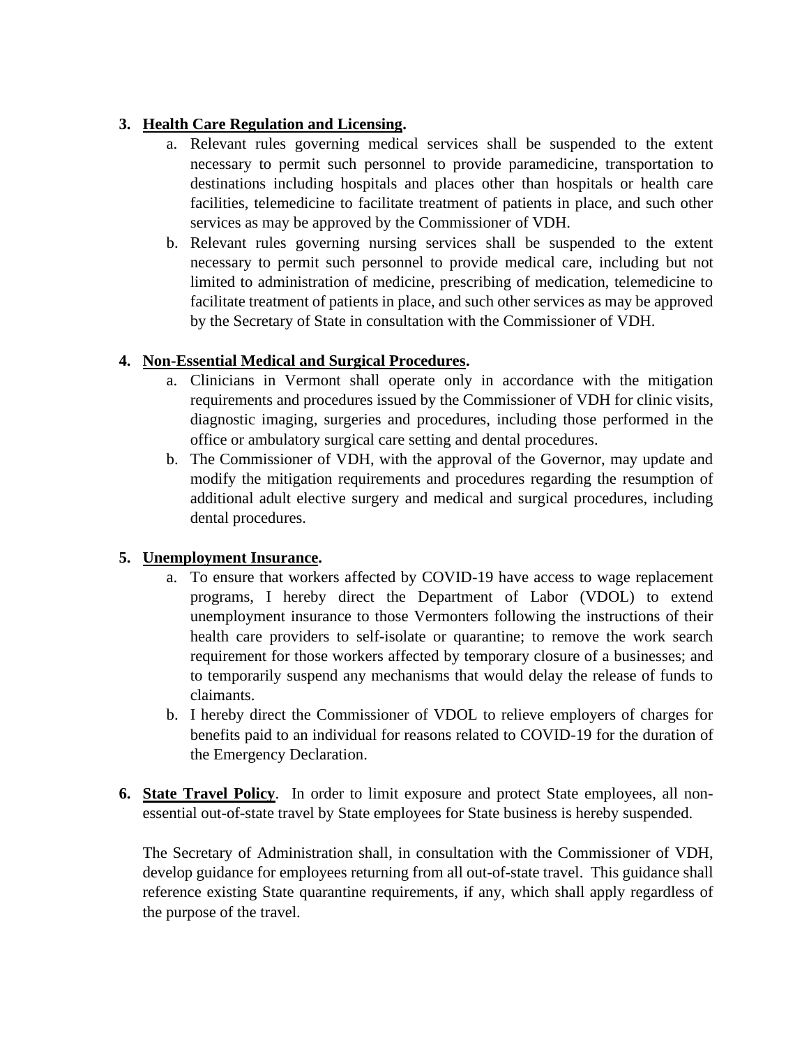3. **<u>Health Care Regulation and Licensing</u>.**
    a. Relevant rules governing medical services shall be suspended to the extent necessary to permit such personnel to provide paramedicine, transportation to destinations including hospitals and places other than hospitals or health care facilities, telemedicine to facilitate treatment of patients in place, and such other services as may be approved by the Commissioner of VDH.
    b. Relevant rules governing nursing services shall be suspended to the extent necessary to permit such personnel to provide medical care, including but not limited to administration of medicine, prescribing of medication, telemedicine to facilitate treatment of patients in place, and such other services as may be approved by the Secretary of State in consultation with the Commissioner of VDH.

4. **<u>Non-Essential Medical and Surgical Procedures</u>.**
    a. Clinicians in Vermont shall operate only in accordance with the mitigation requirements and procedures issued by the Commissioner of VDH for clinic visits, diagnostic imaging, surgeries and procedures, including those performed in the office or ambulatory surgical care setting and dental procedures.
    b. The Commissioner of VDH, with the approval of the Governor, may update and modify the mitigation requirements and procedures regarding the resumption of additional adult elective surgery and medical and surgical procedures, including dental procedures.

5. **<u>Unemployment Insurance</u>.**
    a. To ensure that workers affected by COVID-19 have access to wage replacement programs, I hereby direct the Department of Labor (VDOL) to extend unemployment insurance to those Vermonters following the instructions of their health care providers to self-isolate or quarantine; to remove the work search requirement for those workers affected by temporary closure of a businesses; and to temporarily suspend any mechanisms that would delay the release of funds to claimants.
    b. I hereby direct the Commissioner of VDOL to relieve employers of charges for benefits paid to an individual for reasons related to COVID-19 for the duration of the Emergency Declaration.

6. **<u>State Travel Policy</u>**. In order to limit exposure and protect State employees, all non-essential out-of-state travel by State employees for State business is hereby suspended.

    The Secretary of Administration shall, in consultation with the Commissioner of VDH, develop guidance for employees returning from all out-of-state travel. This guidance shall reference existing State quarantine requirements, if any, which shall apply regardless of the purpose of the travel.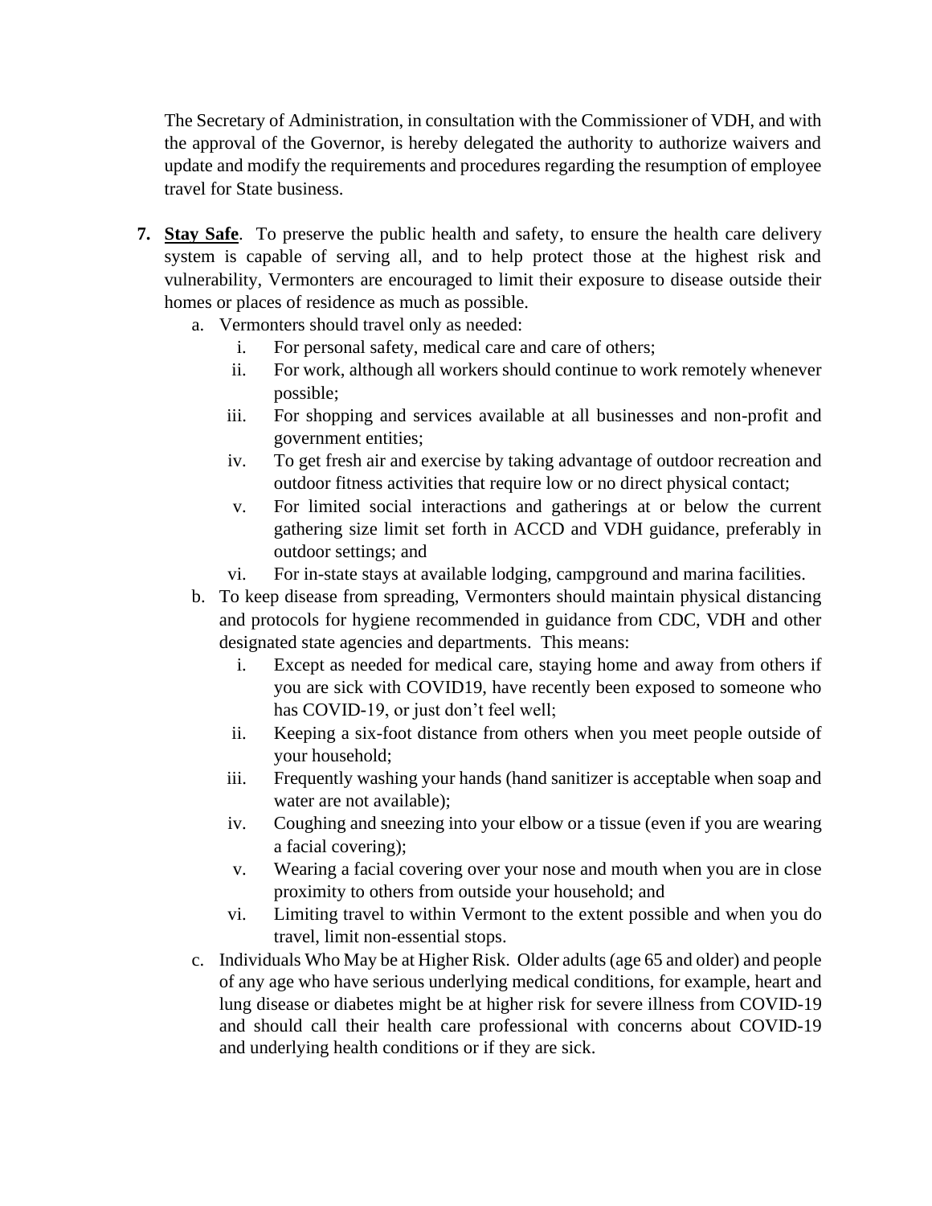The Secretary of Administration, in consultation with the Commissioner of VDH, and with the approval of the Governor, is hereby delegated the authority to authorize waivers and update and modify the requirements and procedures regarding the resumption of employee travel for State business.

7. **Stay Safe**. To preserve the public health and safety, to ensure the health care delivery system is capable of serving all, and to help protect those at the highest risk and vulnerability, Vermonters are encouraged to limit their exposure to disease outside their homes or places of residence as much as possible.
   a. Vermonters should travel only as needed:
      i. For personal safety, medical care and care of others;
      ii. For work, although all workers should continue to work remotely whenever possible;
      iii. For shopping and services available at all businesses and non-profit and government entities;
      iv. To get fresh air and exercise by taking advantage of outdoor recreation and outdoor fitness activities that require low or no direct physical contact;
      v. For limited social interactions and gatherings at or below the current gathering size limit set forth in ACCD and VDH guidance, preferably in outdoor settings; and
      vi. For in-state stays at available lodging, campground and marina facilities.
   b. To keep disease from spreading, Vermonters should maintain physical distancing and protocols for hygiene recommended in guidance from CDC, VDH and other designated state agencies and departments. This means:
      i. Except as needed for medical care, staying home and away from others if you are sick with COVID19, have recently been exposed to someone who has COVID-19, or just don't feel well;
      ii. Keeping a six-foot distance from others when you meet people outside of your household;
      iii. Frequently washing your hands (hand sanitizer is acceptable when soap and water are not available);
      iv. Coughing and sneezing into your elbow or a tissue (even if you are wearing a facial covering);
      v. Wearing a facial covering over your nose and mouth when you are in close proximity to others from outside your household; and
      vi. Limiting travel to within Vermont to the extent possible and when you do travel, limit non-essential stops.
   c. Individuals Who May be at Higher Risk. Older adults (age 65 and older) and people of any age who have serious underlying medical conditions, for example, heart and lung disease or diabetes might be at higher risk for severe illness from COVID-19 and should call their health care professional with concerns about COVID-19 and underlying health conditions or if they are sick.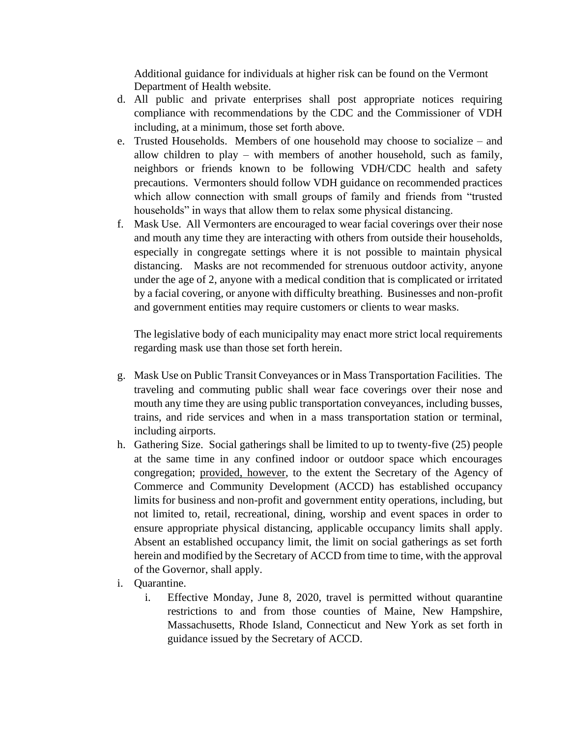Additional guidance for individuals at higher risk can be found on the Vermont Department of Health website.

d. All public and private enterprises shall post appropriate notices requiring compliance with recommendations by the CDC and the Commissioner of VDH including, at a minimum, those set forth above.

e. Trusted Households. Members of one household may choose to socialize – and allow children to play – with members of another household, such as family, neighbors or friends known to be following VDH/CDC health and safety precautions. Vermonters should follow VDH guidance on recommended practices which allow connection with small groups of family and friends from "trusted households" in ways that allow them to relax some physical distancing.

f. Mask Use. All Vermonters are encouraged to wear facial coverings over their nose and mouth any time they are interacting with others from outside their households, especially in congregate settings where it is not possible to maintain physical distancing. Masks are not recommended for strenuous outdoor activity, anyone under the age of 2, anyone with a medical condition that is complicated or irritated by a facial covering, or anyone with difficulty breathing. Businesses and non-profit and government entities may require customers or clients to wear masks.

   The legislative body of each municipality may enact more strict local requirements regarding mask use than those set forth herein.

g. Mask Use on Public Transit Conveyances or in Mass Transportation Facilities. The traveling and commuting public shall wear face coverings over their nose and mouth any time they are using public transportation conveyances, including busses, trains, and ride services and when in a mass transportation station or terminal, including airports.

h. Gathering Size. Social gatherings shall be limited to up to twenty-five (25) people at the same time in any confined indoor or outdoor space which encourages congregation; <u>provided, however</u>, to the extent the Secretary of the Agency of Commerce and Community Development (ACCD) has established occupancy limits for business and non-profit and government entity operations, including, but not limited to, retail, recreational, dining, worship and event spaces in order to ensure appropriate physical distancing, applicable occupancy limits shall apply. Absent an established occupancy limit, the limit on social gatherings as set forth herein and modified by the Secretary of ACCD from time to time, with the approval of the Governor, shall apply.

i. Quarantine.

   i. Effective Monday, June 8, 2020, travel is permitted without quarantine restrictions to and from those counties of Maine, New Hampshire, Massachusetts, Rhode Island, Connecticut and New York as set forth in guidance issued by the Secretary of ACCD.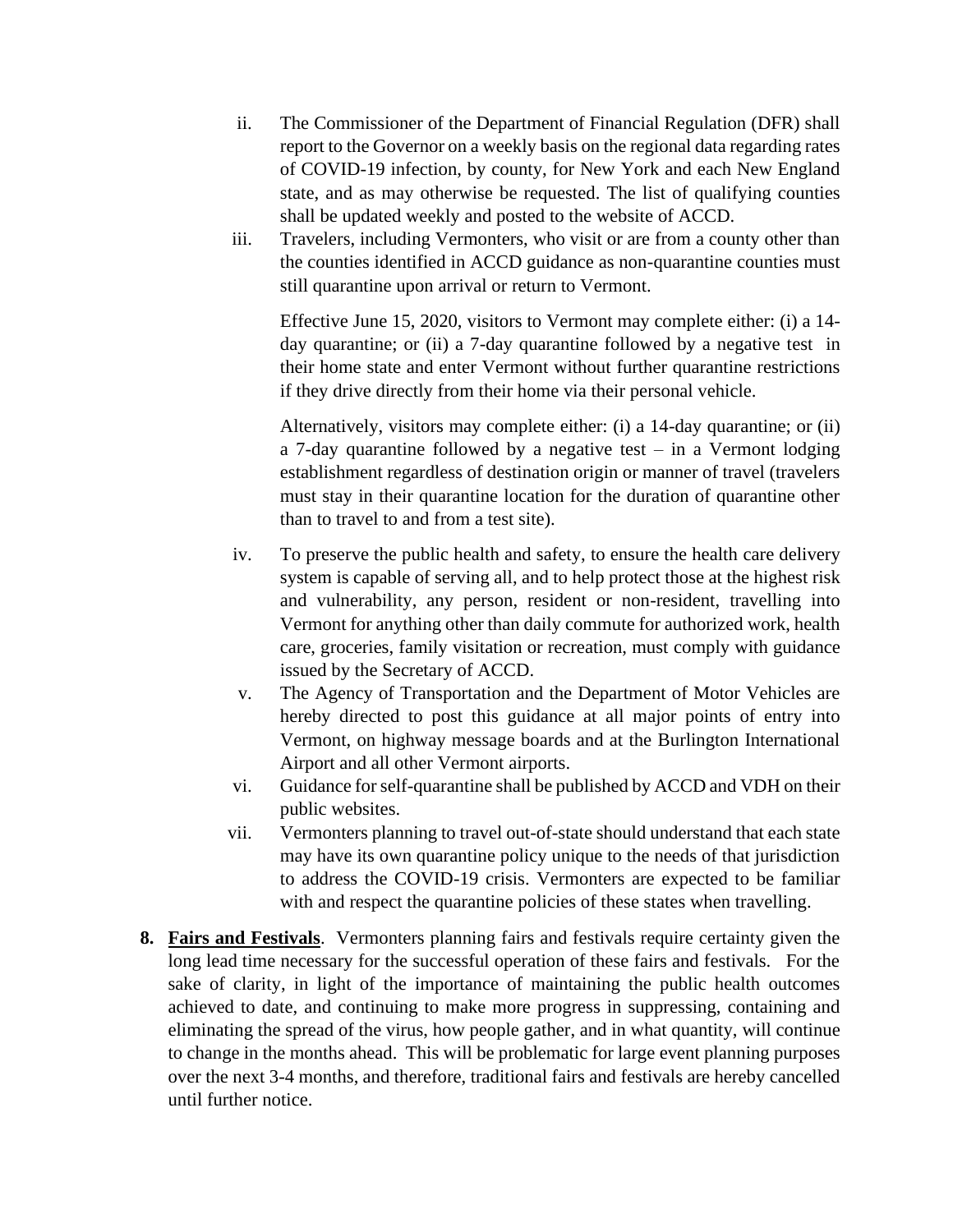ii. The Commissioner of the Department of Financial Regulation (DFR) shall report to the Governor on a weekly basis on the regional data regarding rates of COVID-19 infection, by county, for New York and each New England state, and as may otherwise be requested. The list of qualifying counties shall be updated weekly and posted to the website of ACCD.

iii. Travelers, including Vermonters, who visit or are from a county other than the counties identified in ACCD guidance as non-quarantine counties must still quarantine upon arrival or return to Vermont.

Effective June 15, 2020, visitors to Vermont may complete either: (i) a 14-day quarantine; or (ii) a 7-day quarantine followed by a negative test in their home state and enter Vermont without further quarantine restrictions if they drive directly from their home via their personal vehicle.

Alternatively, visitors may complete either: (i) a 14-day quarantine; or (ii) a 7-day quarantine followed by a negative test – in a Vermont lodging establishment regardless of destination origin or manner of travel (travelers must stay in their quarantine location for the duration of quarantine other than to travel to and from a test site).

iv. To preserve the public health and safety, to ensure the health care delivery system is capable of serving all, and to help protect those at the highest risk and vulnerability, any person, resident or non-resident, travelling into Vermont for anything other than daily commute for authorized work, health care, groceries, family visitation or recreation, must comply with guidance issued by the Secretary of ACCD.

v. The Agency of Transportation and the Department of Motor Vehicles are hereby directed to post this guidance at all major points of entry into Vermont, on highway message boards and at the Burlington International Airport and all other Vermont airports.

vi. Guidance for self-quarantine shall be published by ACCD and VDH on their public websites.

vii. Vermonters planning to travel out-of-state should understand that each state may have its own quarantine policy unique to the needs of that jurisdiction to address the COVID-19 crisis. Vermonters are expected to be familiar with and respect the quarantine policies of these states when travelling.

8. **Fairs and Festivals**. Vermonters planning fairs and festivals require certainty given the long lead time necessary for the successful operation of these fairs and festivals. For the sake of clarity, in light of the importance of maintaining the public health outcomes achieved to date, and continuing to make more progress in suppressing, containing and eliminating the spread of the virus, how people gather, and in what quantity, will continue to change in the months ahead. This will be problematic for large event planning purposes over the next 3-4 months, and therefore, traditional fairs and festivals are hereby cancelled until further notice.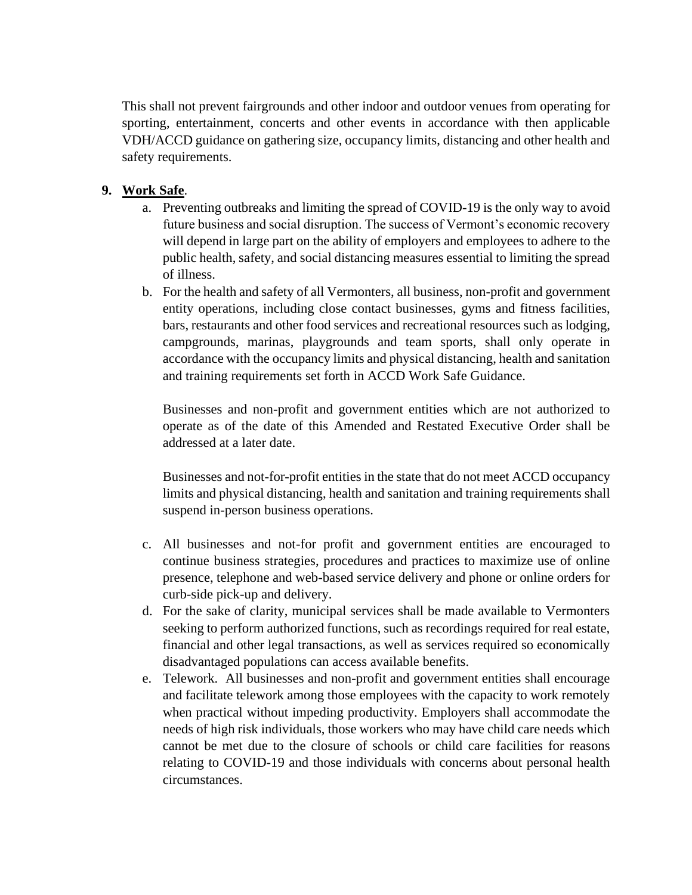This shall not prevent fairgrounds and other indoor and outdoor venues from operating for sporting, entertainment, concerts and other events in accordance with then applicable VDH/ACCD guidance on gathering size, occupancy limits, distancing and other health and safety requirements.

9. **Work Safe**.

   a. Preventing outbreaks and limiting the spread of COVID-19 is the only way to avoid future business and social disruption. The success of Vermont's economic recovery will depend in large part on the ability of employers and employees to adhere to the public health, safety, and social distancing measures essential to limiting the spread of illness.

   b. For the health and safety of all Vermonters, all business, non-profit and government entity operations, including close contact businesses, gyms and fitness facilities, bars, restaurants and other food services and recreational resources such as lodging, campgrounds, marinas, playgrounds and team sports, shall only operate in accordance with the occupancy limits and physical distancing, health and sanitation and training requirements set forth in ACCD Work Safe Guidance.

      Businesses and non-profit and government entities which are not authorized to operate as of the date of this Amended and Restated Executive Order shall be addressed at a later date.

      Businesses and not-for-profit entities in the state that do not meet ACCD occupancy limits and physical distancing, health and sanitation and training requirements shall suspend in-person business operations.

   c. All businesses and not-for profit and government entities are encouraged to continue business strategies, procedures and practices to maximize use of online presence, telephone and web-based service delivery and phone or online orders for curb-side pick-up and delivery.

   d. For the sake of clarity, municipal services shall be made available to Vermonters seeking to perform authorized functions, such as recordings required for real estate, financial and other legal transactions, as well as services required so economically disadvantaged populations can access available benefits.

   e. Telework. All businesses and non-profit and government entities shall encourage and facilitate telework among those employees with the capacity to work remotely when practical without impeding productivity. Employers shall accommodate the needs of high risk individuals, those workers who may have child care needs which cannot be met due to the closure of schools or child care facilities for reasons relating to COVID-19 and those individuals with concerns about personal health circumstances.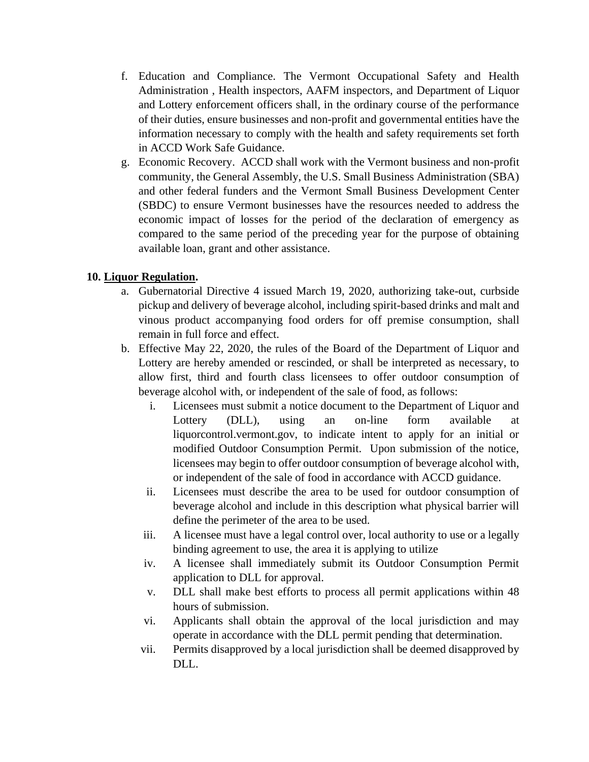f. Education and Compliance. The Vermont Occupational Safety and Health Administration , Health inspectors, AAFM inspectors, and Department of Liquor and Lottery enforcement officers shall, in the ordinary course of the performance of their duties, ensure businesses and non-profit and governmental entities have the information necessary to comply with the health and safety requirements set forth in ACCD Work Safe Guidance.

g. Economic Recovery. ACCD shall work with the Vermont business and non-profit community, the General Assembly, the U.S. Small Business Administration (SBA) and other federal funders and the Vermont Small Business Development Center (SBDC) to ensure Vermont businesses have the resources needed to address the economic impact of losses for the period of the declaration of emergency as compared to the same period of the preceding year for the purpose of obtaining available loan, grant and other assistance.

**10. Liquor Regulation.**

a. Gubernatorial Directive 4 issued March 19, 2020, authorizing take-out, curbside pickup and delivery of beverage alcohol, including spirit-based drinks and malt and vinous product accompanying food orders for off premise consumption, shall remain in full force and effect.

b. Effective May 22, 2020, the rules of the Board of the Department of Liquor and Lottery are hereby amended or rescinded, or shall be interpreted as necessary, to allow first, third and fourth class licensees to offer outdoor consumption of beverage alcohol with, or independent of the sale of food, as follows:

   i. Licensees must submit a notice document to the Department of Liquor and Lottery (DLL), using an on-line form available at liquorcontrol.vermont.gov, to indicate intent to apply for an initial or modified Outdoor Consumption Permit. Upon submission of the notice, licensees may begin to offer outdoor consumption of beverage alcohol with, or independent of the sale of food in accordance with ACCD guidance.

   ii. Licensees must describe the area to be used for outdoor consumption of beverage alcohol and include in this description what physical barrier will define the perimeter of the area to be used.

   iii. A licensee must have a legal control over, local authority to use or a legally binding agreement to use, the area it is applying to utilize

   iv. A licensee shall immediately submit its Outdoor Consumption Permit application to DLL for approval.

   v. DLL shall make best efforts to process all permit applications within 48 hours of submission.

   vi. Applicants shall obtain the approval of the local jurisdiction and may operate in accordance with the DLL permit pending that determination.

   vii. Permits disapproved by a local jurisdiction shall be deemed disapproved by DLL.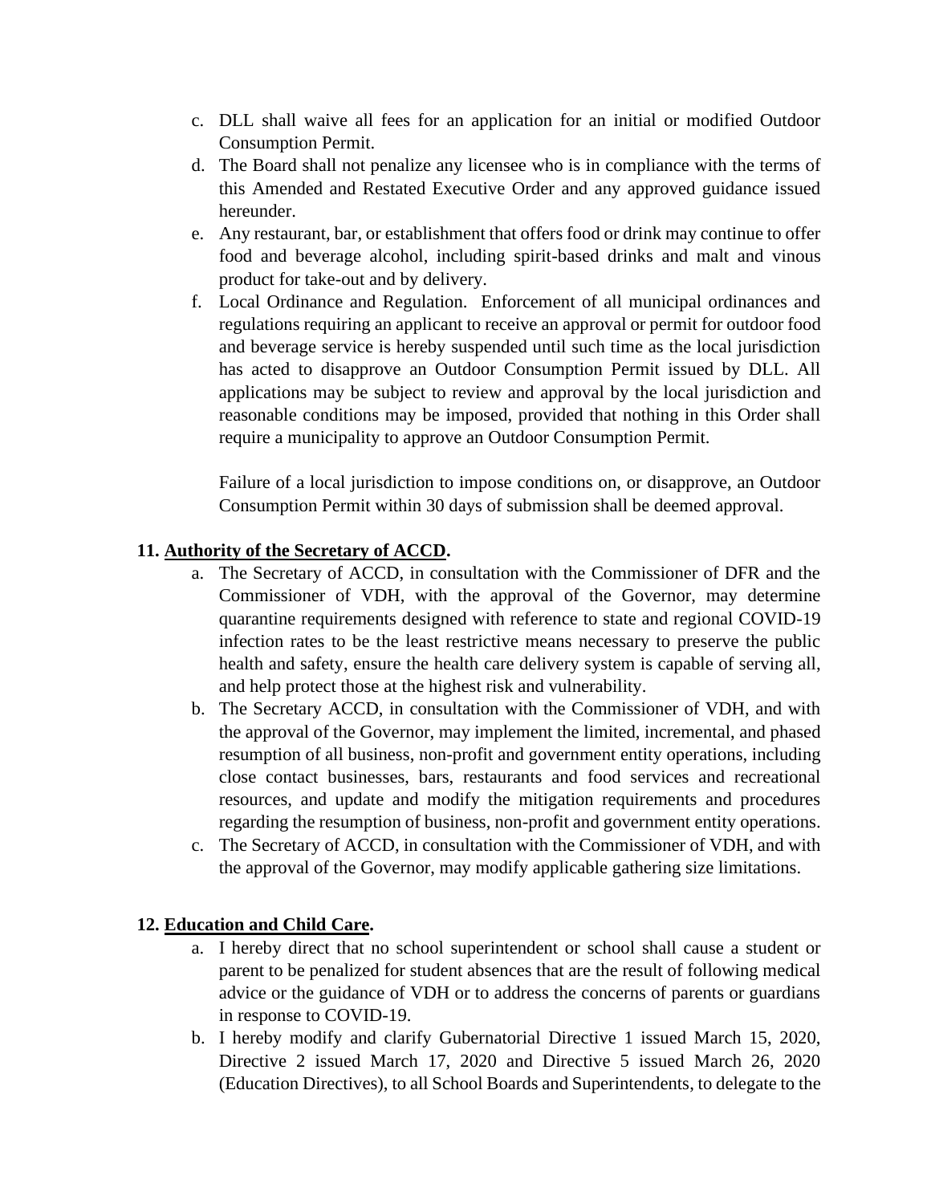c. DLL shall waive all fees for an application for an initial or modified Outdoor Consumption Permit.

d. The Board shall not penalize any licensee who is in compliance with the terms of this Amended and Restated Executive Order and any approved guidance issued hereunder.

e. Any restaurant, bar, or establishment that offers food or drink may continue to offer food and beverage alcohol, including spirit-based drinks and malt and vinous product for take-out and by delivery.

f. Local Ordinance and Regulation. Enforcement of all municipal ordinances and regulations requiring an applicant to receive an approval or permit for outdoor food and beverage service is hereby suspended until such time as the local jurisdiction has acted to disapprove an Outdoor Consumption Permit issued by DLL. All applications may be subject to review and approval by the local jurisdiction and reasonable conditions may be imposed, provided that nothing in this Order shall require a municipality to approve an Outdoor Consumption Permit.

   Failure of a local jurisdiction to impose conditions on, or disapprove, an Outdoor Consumption Permit within 30 days of submission shall be deemed approval.

**11. <u>Authority of the Secretary of ACCD</u>.**

a. The Secretary of ACCD, in consultation with the Commissioner of DFR and the Commissioner of VDH, with the approval of the Governor, may determine quarantine requirements designed with reference to state and regional COVID-19 infection rates to be the least restrictive means necessary to preserve the public health and safety, ensure the health care delivery system is capable of serving all, and help protect those at the highest risk and vulnerability.

b. The Secretary ACCD, in consultation with the Commissioner of VDH, and with the approval of the Governor, may implement the limited, incremental, and phased resumption of all business, non-profit and government entity operations, including close contact businesses, bars, restaurants and food services and recreational resources, and update and modify the mitigation requirements and procedures regarding the resumption of business, non-profit and government entity operations.

c. The Secretary of ACCD, in consultation with the Commissioner of VDH, and with the approval of the Governor, may modify applicable gathering size limitations.

**12. <u>Education and Child Care</u>.**

a. I hereby direct that no school superintendent or school shall cause a student or parent to be penalized for student absences that are the result of following medical advice or the guidance of VDH or to address the concerns of parents or guardians in response to COVID-19.

b. I hereby modify and clarify Gubernatorial Directive 1 issued March 15, 2020, Directive 2 issued March 17, 2020 and Directive 5 issued March 26, 2020 (Education Directives), to all School Boards and Superintendents, to delegate to the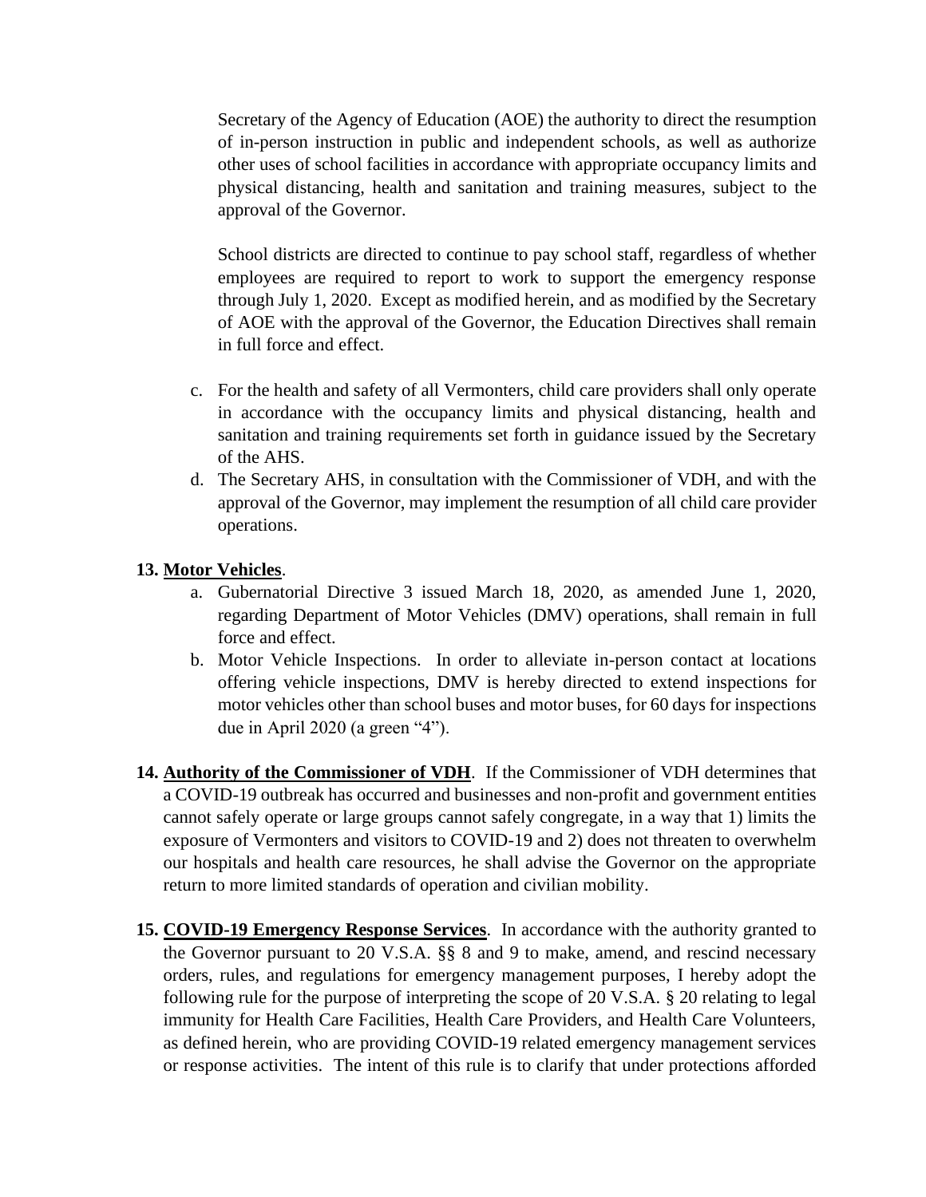Secretary of the Agency of Education (AOE) the authority to direct the resumption of in-person instruction in public and independent schools, as well as authorize other uses of school facilities in accordance with appropriate occupancy limits and physical distancing, health and sanitation and training measures, subject to the approval of the Governor.

School districts are directed to continue to pay school staff, regardless of whether employees are required to report to work to support the emergency response through July 1, 2020. Except as modified herein, and as modified by the Secretary of AOE with the approval of the Governor, the Education Directives shall remain in full force and effect.

c. For the health and safety of all Vermonters, child care providers shall only operate in accordance with the occupancy limits and physical distancing, health and sanitation and training requirements set forth in guidance issued by the Secretary of the AHS.
d. The Secretary AHS, in consultation with the Commissioner of VDH, and with the approval of the Governor, may implement the resumption of all child care provider operations.

**13. Motor Vehicles**.

a. Gubernatorial Directive 3 issued March 18, 2020, as amended June 1, 2020, regarding Department of Motor Vehicles (DMV) operations, shall remain in full force and effect.
b. Motor Vehicle Inspections. In order to alleviate in-person contact at locations offering vehicle inspections, DMV is hereby directed to extend inspections for motor vehicles other than school buses and motor buses, for 60 days for inspections due in April 2020 (a green "4").

**14. Authority of the Commissioner of VDH**. If the Commissioner of VDH determines that a COVID-19 outbreak has occurred and businesses and non-profit and government entities cannot safely operate or large groups cannot safely congregate, in a way that 1) limits the exposure of Vermonters and visitors to COVID-19 and 2) does not threaten to overwhelm our hospitals and health care resources, he shall advise the Governor on the appropriate return to more limited standards of operation and civilian mobility.

**15. COVID-19 Emergency Response Services**. In accordance with the authority granted to the Governor pursuant to 20 V.S.A. §§ 8 and 9 to make, amend, and rescind necessary orders, rules, and regulations for emergency management purposes, I hereby adopt the following rule for the purpose of interpreting the scope of 20 V.S.A. § 20 relating to legal immunity for Health Care Facilities, Health Care Providers, and Health Care Volunteers, as defined herein, who are providing COVID-19 related emergency management services or response activities. The intent of this rule is to clarify that under protections afforded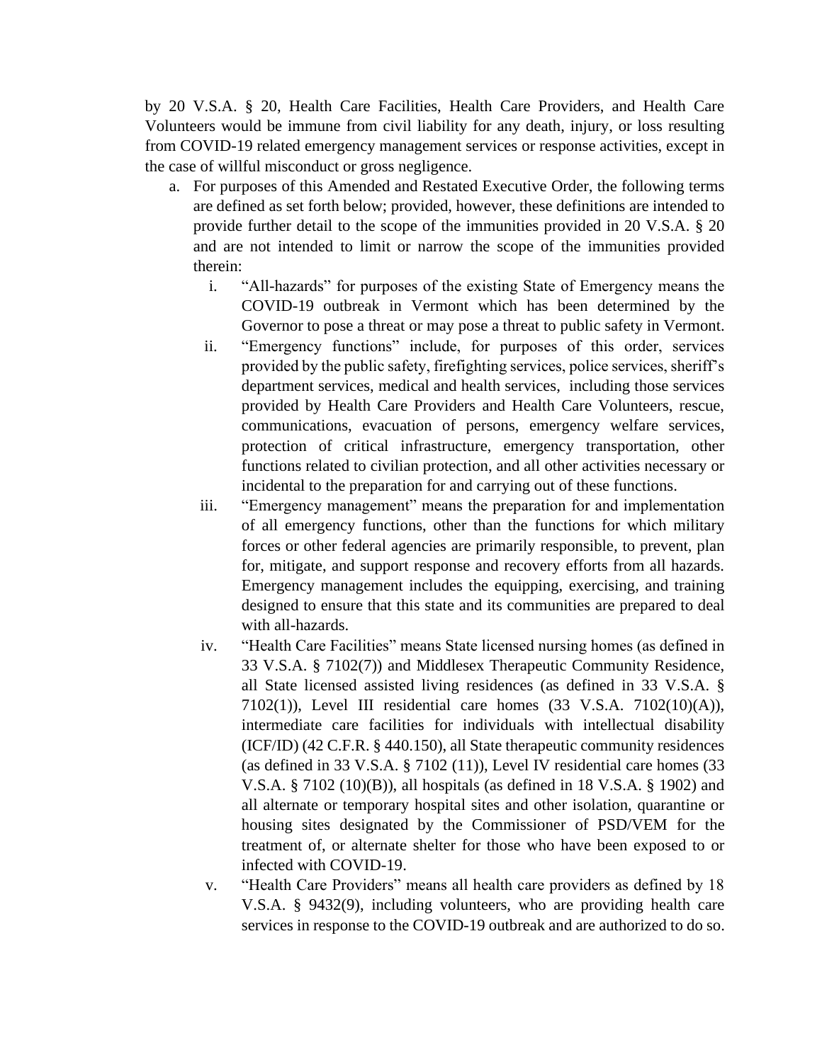by 20 V.S.A. § 20, Health Care Facilities, Health Care Providers, and Health Care Volunteers would be immune from civil liability for any death, injury, or loss resulting from COVID-19 related emergency management services or response activities, except in the case of willful misconduct or gross negligence.

a. For purposes of this Amended and Restated Executive Order, the following terms are defined as set forth below; provided, however, these definitions are intended to provide further detail to the scope of the immunities provided in 20 V.S.A. § 20 and are not intended to limit or narrow the scope of the immunities provided therein:

   i. "All-hazards" for purposes of the existing State of Emergency means the COVID-19 outbreak in Vermont which has been determined by the Governor to pose a threat or may pose a threat to public safety in Vermont.

   ii. "Emergency functions" include, for purposes of this order, services provided by the public safety, firefighting services, police services, sheriff's department services, medical and health services, including those services provided by Health Care Providers and Health Care Volunteers, rescue, communications, evacuation of persons, emergency welfare services, protection of critical infrastructure, emergency transportation, other functions related to civilian protection, and all other activities necessary or incidental to the preparation for and carrying out of these functions.

   iii. "Emergency management" means the preparation for and implementation of all emergency functions, other than the functions for which military forces or other federal agencies are primarily responsible, to prevent, plan for, mitigate, and support response and recovery efforts from all hazards. Emergency management includes the equipping, exercising, and training designed to ensure that this state and its communities are prepared to deal with all-hazards.

   iv. "Health Care Facilities" means State licensed nursing homes (as defined in 33 V.S.A. § 7102(7)) and Middlesex Therapeutic Community Residence, all State licensed assisted living residences (as defined in 33 V.S.A. § 7102(1)), Level III residential care homes (33 V.S.A. 7102(10)(A)), intermediate care facilities for individuals with intellectual disability (ICF/ID) (42 C.F.R. § 440.150), all State therapeutic community residences (as defined in 33 V.S.A. § 7102 (11)), Level IV residential care homes (33 V.S.A. § 7102 (10)(B)), all hospitals (as defined in 18 V.S.A. § 1902) and all alternate or temporary hospital sites and other isolation, quarantine or housing sites designated by the Commissioner of PSD/VEM for the treatment of, or alternate shelter for those who have been exposed to or infected with COVID-19.

   v. "Health Care Providers" means all health care providers as defined by 18 V.S.A. § 9432(9), including volunteers, who are providing health care services in response to the COVID-19 outbreak and are authorized to do so.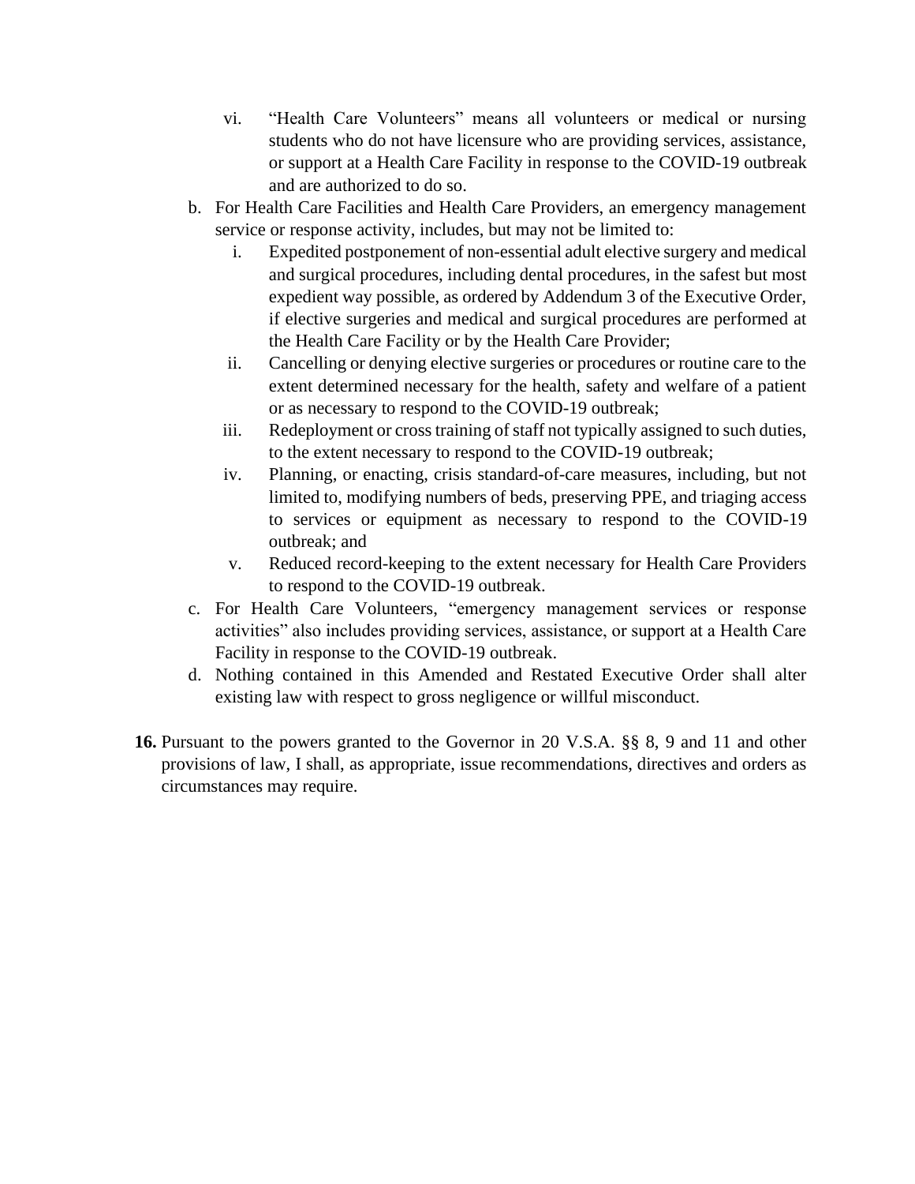vi. "Health Care Volunteers" means all volunteers or medical or nursing students who do not have licensure who are providing services, assistance, or support at a Health Care Facility in response to the COVID-19 outbreak and are authorized to do so.

b. For Health Care Facilities and Health Care Providers, an emergency management service or response activity, includes, but may not be limited to:

   i. Expedited postponement of non-essential adult elective surgery and medical and surgical procedures, including dental procedures, in the safest but most expedient way possible, as ordered by Addendum 3 of the Executive Order, if elective surgeries and medical and surgical procedures are performed at the Health Care Facility or by the Health Care Provider;

   ii. Cancelling or denying elective surgeries or procedures or routine care to the extent determined necessary for the health, safety and welfare of a patient or as necessary to respond to the COVID-19 outbreak;

   iii. Redeployment or cross training of staff not typically assigned to such duties, to the extent necessary to respond to the COVID-19 outbreak;

   iv. Planning, or enacting, crisis standard-of-care measures, including, but not limited to, modifying numbers of beds, preserving PPE, and triaging access to services or equipment as necessary to respond to the COVID-19 outbreak; and

   v. Reduced record-keeping to the extent necessary for Health Care Providers to respond to the COVID-19 outbreak.

c. For Health Care Volunteers, "emergency management services or response activities" also includes providing services, assistance, or support at a Health Care Facility in response to the COVID-19 outbreak.

d. Nothing contained in this Amended and Restated Executive Order shall alter existing law with respect to gross negligence or willful misconduct.

**16.** Pursuant to the powers granted to the Governor in 20 V.S.A. §§ 8, 9 and 11 and other provisions of law, I shall, as appropriate, issue recommendations, directives and orders as circumstances may require.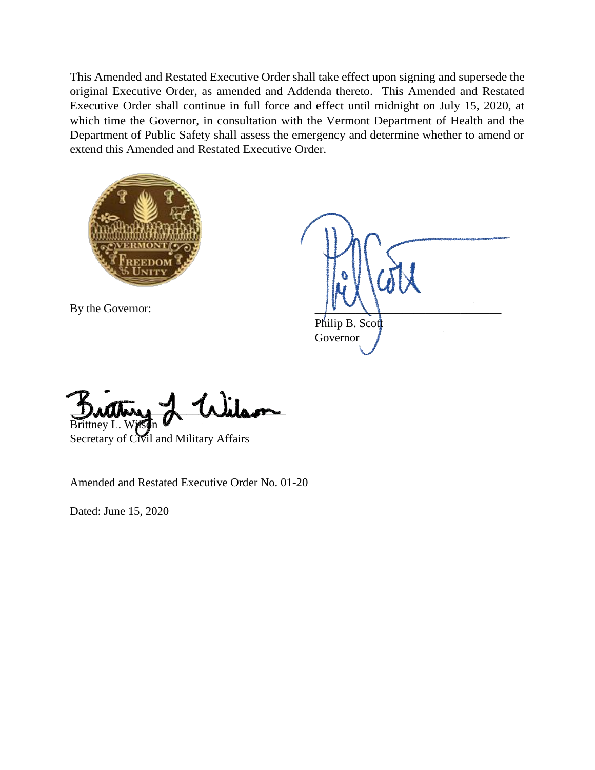This Amended and Restated Executive Order shall take effect upon signing and supersede the original Executive Order, as amended and Addenda thereto. This Amended and Restated Executive Order shall continue in full force and effect until midnight on July 15, 2020, at which time the Governor, in consultation with the Vermont Department of Health and the Department of Public Safety shall assess the emergency and determine whether to amend or extend this Amended and Restated Executive Order.

By the Governor:

Philip B. Scott
Governor

Brittney L. Wilson
Secretary of Civil and Military Affairs

Amended and Restated Executive Order No. 01-20

Dated: June 15, 2020